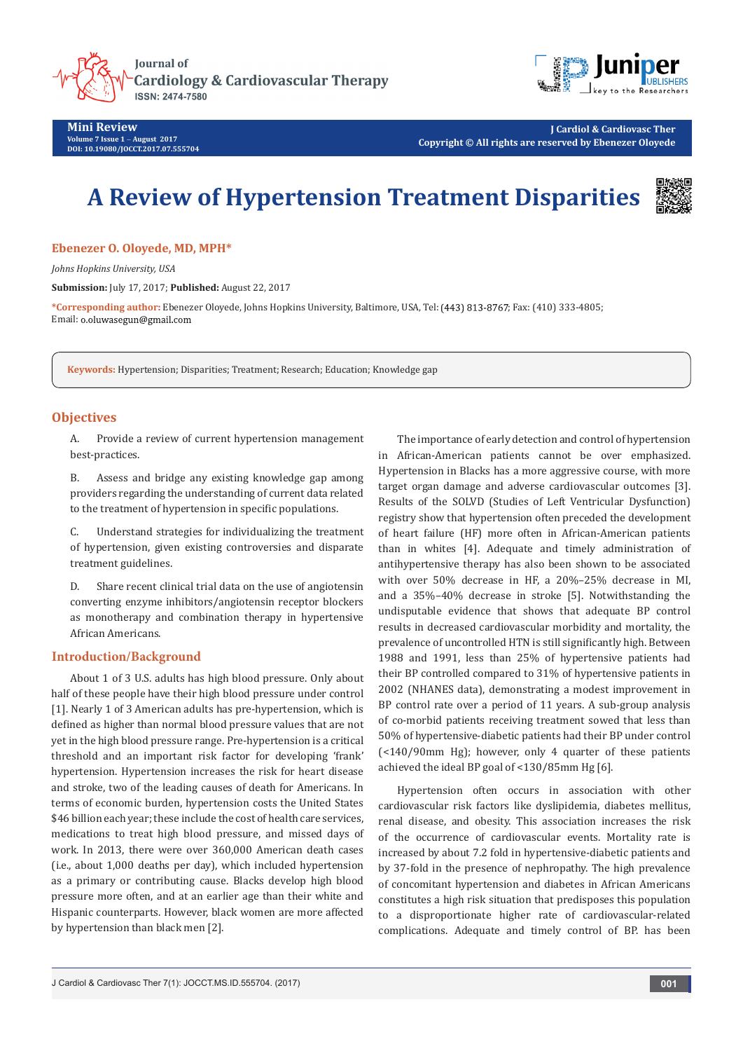Mini Review

# A Review of Hypertension Treatment Disparities

**Ebenezer O. Oloyede, MD, MPH***

*Johns Hopkins University, USA*

**Submission:** July 17, 2017; **Published:** August 22, 2017

***Corresponding author:** Ebenezer Oloyede, Johns Hopkins University, Baltimore, USA, Tel: (443) 813-8767; Fax: (410) 333-4805; Email: o.oluwasegun@gmail.com

**Keywords:** Hypertension; Disparities; Treatment; Research; Education; Knowledge gap

## Objectives

A. Provide a review of current hypertension management best-practices.

B. Assess and bridge any existing knowledge gap among providers regarding the understanding of current data related to the treatment of hypertension in specific populations.

C. Understand strategies for individualizing the treatment of hypertension, given existing controversies and disparate treatment guidelines.

D. Share recent clinical trial data on the use of angiotensin converting enzyme inhibitors/angiotensin receptor blockers as monotherapy and combination therapy in hypertensive African Americans.

## Introduction/Background

About 1 of 3 U.S. adults has high blood pressure. Only about half of these people have their high blood pressure under control [1]. Nearly 1 of 3 American adults has pre-hypertension, which is defined as higher than normal blood pressure values that are not yet in the high blood pressure range. Pre-hypertension is a critical threshold and an important risk factor for developing 'frank' hypertension. Hypertension increases the risk for heart disease and stroke, two of the leading causes of death for Americans. In terms of economic burden, hypertension costs the United States $46 billion each year; these include the cost of health care services, medications to treat high blood pressure, and missed days of work. In 2013, there were over 360,000 American death cases (i.e., about 1,000 deaths per day), which included hypertension as a primary or contributing cause. Blacks develop high blood pressure more often, and at an earlier age than their white and Hispanic counterparts. However, black women are more affected by hypertension than black men [2].

The importance of early detection and control of hypertension in African-American patients cannot be over emphasized. Hypertension in Blacks has a more aggressive course, with more target organ damage and adverse cardiovascular outcomes [3]. Results of the SOLVD (Studies of Left Ventricular Dysfunction) registry show that hypertension often preceded the development of heart failure (HF) more often in African-American patients than in whites [4]. Adequate and timely administration of antihypertensive therapy has also been shown to be associated with over 50% decrease in HF, a 20%–25% decrease in MI, and a 35%–40% decrease in stroke [5]. Notwithstanding the undisputable evidence that shows that adequate BP control results in decreased cardiovascular morbidity and mortality, the prevalence of uncontrolled HTN is still significantly high. Between 1988 and 1991, less than 25% of hypertensive patients had their BP controlled compared to 31% of hypertensive patients in 2002 (NHANES data), demonstrating a modest improvement in BP control rate over a period of 11 years. A sub-group analysis of co-morbid patients receiving treatment sowed that less than 50% of hypertensive-diabetic patients had their BP under control (<140/90mm Hg); however, only 4 quarter of these patients achieved the ideal BP goal of <130/85mm Hg [6].

Hypertension often occurs in association with other cardiovascular risk factors like dyslipidemia, diabetes mellitus, renal disease, and obesity. This association increases the risk of the occurrence of cardiovascular events. Mortality rate is increased by about 7.2 fold in hypertensive-diabetic patients and by 37-fold in the presence of nephropathy. The high prevalence of concomitant hypertension and diabetes in African Americans constitutes a high risk situation that predisposes this population to a disproportionate higher rate of cardiovascular-related complications. Adequate and timely control of BP. has been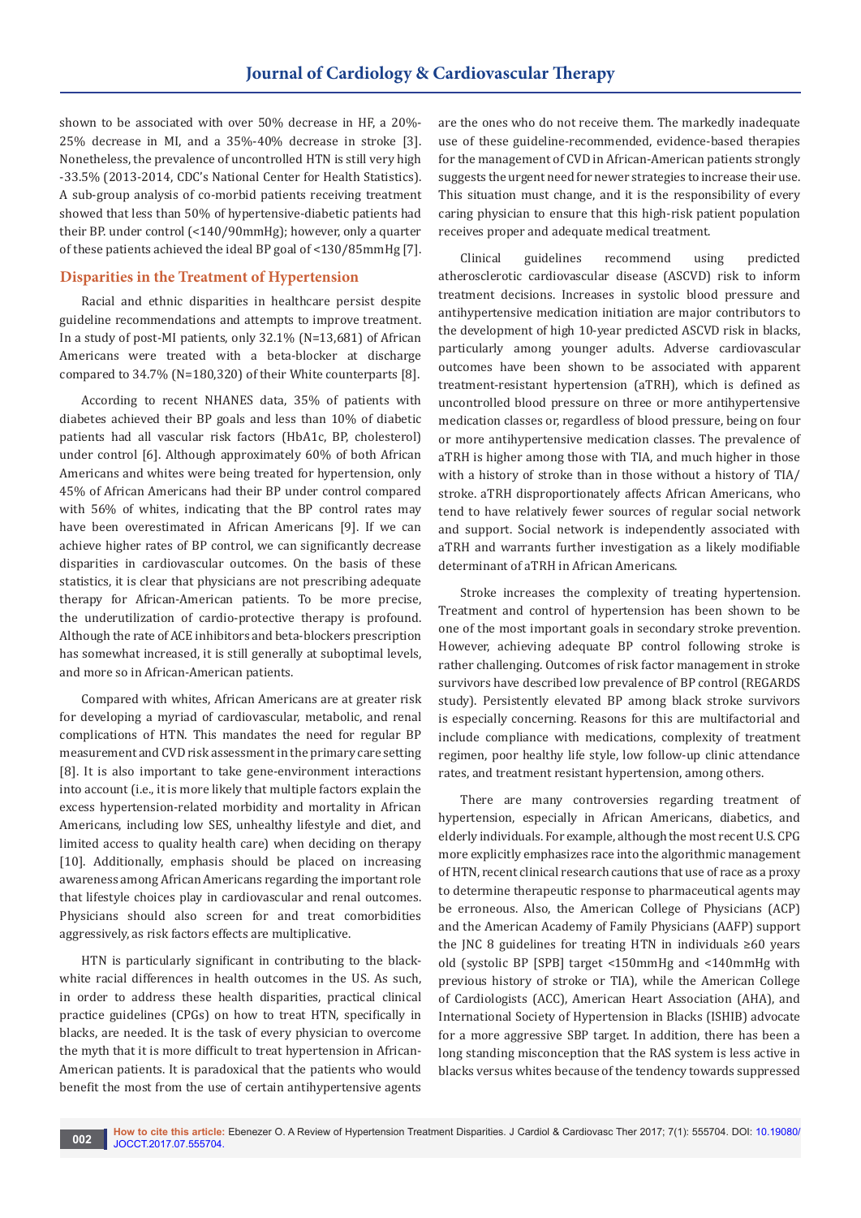shown to be associated with over 50% decrease in HF, a 20%-25% decrease in MI, and a 35%-40% decrease in stroke [3]. Nonetheless, the prevalence of uncontrolled HTN is still very high -33.5% (2013-2014, CDC's National Center for Health Statistics). A sub-group analysis of co-morbid patients receiving treatment showed that less than 50% of hypertensive-diabetic patients had their BP. under control (<140/90mmHg); however, only a quarter of these patients achieved the ideal BP goal of <130/85mmHg [7].

## Disparities in the Treatment of Hypertension

Racial and ethnic disparities in healthcare persist despite guideline recommendations and attempts to improve treatment. In a study of post-MI patients, only 32.1% (N=13,681) of African Americans were treated with a beta-blocker at discharge compared to 34.7% (N=180,320) of their White counterparts [8].

According to recent NHANES data, 35% of patients with diabetes achieved their BP goals and less than 10% of diabetic patients had all vascular risk factors (HbA1c, BP, cholesterol) under control [6]. Although approximately 60% of both African Americans and whites were being treated for hypertension, only 45% of African Americans had their BP under control compared with 56% of whites, indicating that the BP control rates may have been overestimated in African Americans [9]. If we can achieve higher rates of BP control, we can significantly decrease disparities in cardiovascular outcomes. On the basis of these statistics, it is clear that physicians are not prescribing adequate therapy for African-American patients. To be more precise, the underutilization of cardio-protective therapy is profound. Although the rate of ACE inhibitors and beta-blockers prescription has somewhat increased, it is still generally at suboptimal levels, and more so in African-American patients.

Compared with whites, African Americans are at greater risk for developing a myriad of cardiovascular, metabolic, and renal complications of HTN. This mandates the need for regular BP measurement and CVD risk assessment in the primary care setting [8]. It is also important to take gene-environment interactions into account (i.e., it is more likely that multiple factors explain the excess hypertension-related morbidity and mortality in African Americans, including low SES, unhealthy lifestyle and diet, and limited access to quality health care) when deciding on therapy [10]. Additionally, emphasis should be placed on increasing awareness among African Americans regarding the important role that lifestyle choices play in cardiovascular and renal outcomes. Physicians should also screen for and treat comorbidities aggressively, as risk factors effects are multiplicative.

HTN is particularly significant in contributing to the black-white racial differences in health outcomes in the US. As such, in order to address these health disparities, practical clinical practice guidelines (CPGs) on how to treat HTN, specifically in blacks, are needed. It is the task of every physician to overcome the myth that it is more difficult to treat hypertension in African-American patients. It is paradoxical that the patients who would benefit the most from the use of certain antihypertensive agents are the ones who do not receive them. The markedly inadequate use of these guideline-recommended, evidence-based therapies for the management of CVD in African-American patients strongly suggests the urgent need for newer strategies to increase their use. This situation must change, and it is the responsibility of every caring physician to ensure that this high-risk patient population receives proper and adequate medical treatment.

Clinical guidelines recommend using predicted atherosclerotic cardiovascular disease (ASCVD) risk to inform treatment decisions. Increases in systolic blood pressure and antihypertensive medication initiation are major contributors to the development of high 10-year predicted ASCVD risk in blacks, particularly among younger adults. Adverse cardiovascular outcomes have been shown to be associated with apparent treatment-resistant hypertension (aTRH), which is defined as uncontrolled blood pressure on three or more antihypertensive medication classes or, regardless of blood pressure, being on four or more antihypertensive medication classes. The prevalence of aTRH is higher among those with TIA, and much higher in those with a history of stroke than in those without a history of TIA/stroke. aTRH disproportionately affects African Americans, who tend to have relatively fewer sources of regular social network and support. Social network is independently associated with aTRH and warrants further investigation as a likely modifiable determinant of aTRH in African Americans.

Stroke increases the complexity of treating hypertension. Treatment and control of hypertension has been shown to be one of the most important goals in secondary stroke prevention. However, achieving adequate BP control following stroke is rather challenging. Outcomes of risk factor management in stroke survivors have described low prevalence of BP control (REGARDS study). Persistently elevated BP among black stroke survivors is especially concerning. Reasons for this are multifactorial and include compliance with medications, complexity of treatment regimen, poor healthy life style, low follow-up clinic attendance rates, and treatment resistant hypertension, among others.

There are many controversies regarding treatment of hypertension, especially in African Americans, diabetics, and elderly individuals. For example, although the most recent U.S. CPG more explicitly emphasizes race into the algorithmic management of HTN, recent clinical research cautions that use of race as a proxy to determine therapeutic response to pharmaceutical agents may be erroneous. Also, the American College of Physicians (ACP) and the American Academy of Family Physicians (AAFP) support the JNC 8 guidelines for treating HTN in individuals ≥60 years old (systolic BP [SPB] target <150mmHg and <140mmHg with previous history of stroke or TIA), while the American College of Cardiologists (ACC), American Heart Association (AHA), and International Society of Hypertension in Blacks (ISHIB) advocate for a more aggressive SBP target. In addition, there has been a long standing misconception that the RAS system is less active in blacks versus whites because of the tendency towards suppressed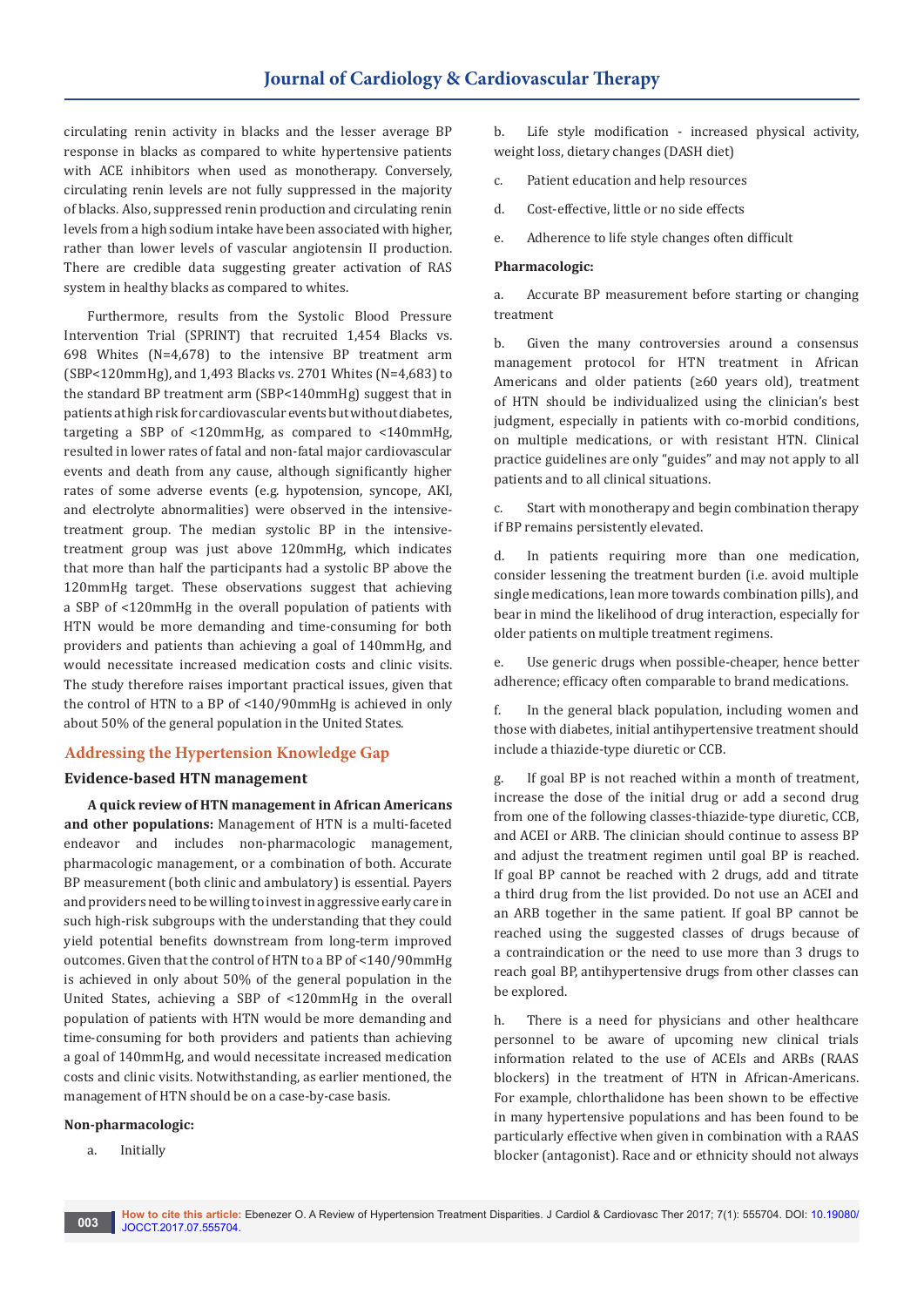circulating renin activity in blacks and the lesser average BP response in blacks as compared to white hypertensive patients with ACE inhibitors when used as monotherapy. Conversely, circulating renin levels are not fully suppressed in the majority of blacks. Also, suppressed renin production and circulating renin levels from a high sodium intake have been associated with higher, rather than lower levels of vascular angiotensin II production. There are credible data suggesting greater activation of RAS system in healthy blacks as compared to whites.

Furthermore, results from the Systolic Blood Pressure Intervention Trial (SPRINT) that recruited 1,454 Blacks vs. 698 Whites (N=4,678) to the intensive BP treatment arm (SBP<120mmHg), and 1,493 Blacks vs. 2701 Whites (N=4,683) to the standard BP treatment arm (SBP<140mmHg) suggest that in patients at high risk for cardiovascular events but without diabetes, targeting a SBP of <120mmHg, as compared to <140mmHg, resulted in lower rates of fatal and non-fatal major cardiovascular events and death from any cause, although significantly higher rates of some adverse events (e.g. hypotension, syncope, AKI, and electrolyte abnormalities) were observed in the intensive-treatment group. The median systolic BP in the intensive-treatment group was just above 120mmHg, which indicates that more than half the participants had a systolic BP above the 120mmHg target. These observations suggest that achieving a SBP of <120mmHg in the overall population of patients with HTN would be more demanding and time-consuming for both providers and patients than achieving a goal of 140mmHg, and would necessitate increased medication costs and clinic visits. The study therefore raises important practical issues, given that the control of HTN to a BP of <140/90mmHg is achieved in only about 50% of the general population in the United States.

## Addressing the Hypertension Knowledge Gap

### Evidence-based HTN management

**A quick review of HTN management in African Americans and other populations:** Management of HTN is a multi-faceted endeavor and includes non-pharmacologic management, pharmacologic management, or a combination of both. Accurate BP measurement (both clinic and ambulatory) is essential. Payers and providers need to be willing to invest in aggressive early care in such high-risk subgroups with the understanding that they could yield potential benefits downstream from long-term improved outcomes. Given that the control of HTN to a BP of <140/90mmHg is achieved in only about 50% of the general population in the United States, achieving a SBP of <120mmHg in the overall population of patients with HTN would be more demanding and time-consuming for both providers and patients than achieving a goal of 140mmHg, and would necessitate increased medication costs and clinic visits. Notwithstanding, as earlier mentioned, the management of HTN should be on a case-by-case basis.

**Non-pharmacologic:**

a. Initially

b. Life style modification - increased physical activity, weight loss, dietary changes (DASH diet)

c. Patient education and help resources

d. Cost-effective, little or no side effects

e. Adherence to life style changes often difficult

**Pharmacologic:**

a. Accurate BP measurement before starting or changing treatment

b. Given the many controversies around a consensus management protocol for HTN treatment in African Americans and older patients (≥60 years old), treatment of HTN should be individualized using the clinician's best judgment, especially in patients with co-morbid conditions, on multiple medications, or with resistant HTN. Clinical practice guidelines are only "guides" and may not apply to all patients and to all clinical situations.

c. Start with monotherapy and begin combination therapy if BP remains persistently elevated.

d. In patients requiring more than one medication, consider lessening the treatment burden (i.e. avoid multiple single medications, lean more towards combination pills), and bear in mind the likelihood of drug interaction, especially for older patients on multiple treatment regimens.

e. Use generic drugs when possible-cheaper, hence better adherence; efficacy often comparable to brand medications.

f. In the general black population, including women and those with diabetes, initial antihypertensive treatment should include a thiazide-type diuretic or CCB.

g. If goal BP is not reached within a month of treatment, increase the dose of the initial drug or add a second drug from one of the following classes-thiazide-type diuretic, CCB, and ACEI or ARB. The clinician should continue to assess BP and adjust the treatment regimen until goal BP is reached. If goal BP cannot be reached with 2 drugs, add and titrate a third drug from the list provided. Do not use an ACEI and an ARB together in the same patient. If goal BP cannot be reached using the suggested classes of drugs because of a contraindication or the need to use more than 3 drugs to reach goal BP, antihypertensive drugs from other classes can be explored.

h. There is a need for physicians and other healthcare personnel to be aware of upcoming new clinical trials information related to the use of ACEIs and ARBs (RAAS blockers) in the treatment of HTN in African-Americans. For example, chlorthalidone has been shown to be effective in many hypertensive populations and has been found to be particularly effective when given in combination with a RAAS blocker (antagonist). Race and or ethnicity should not always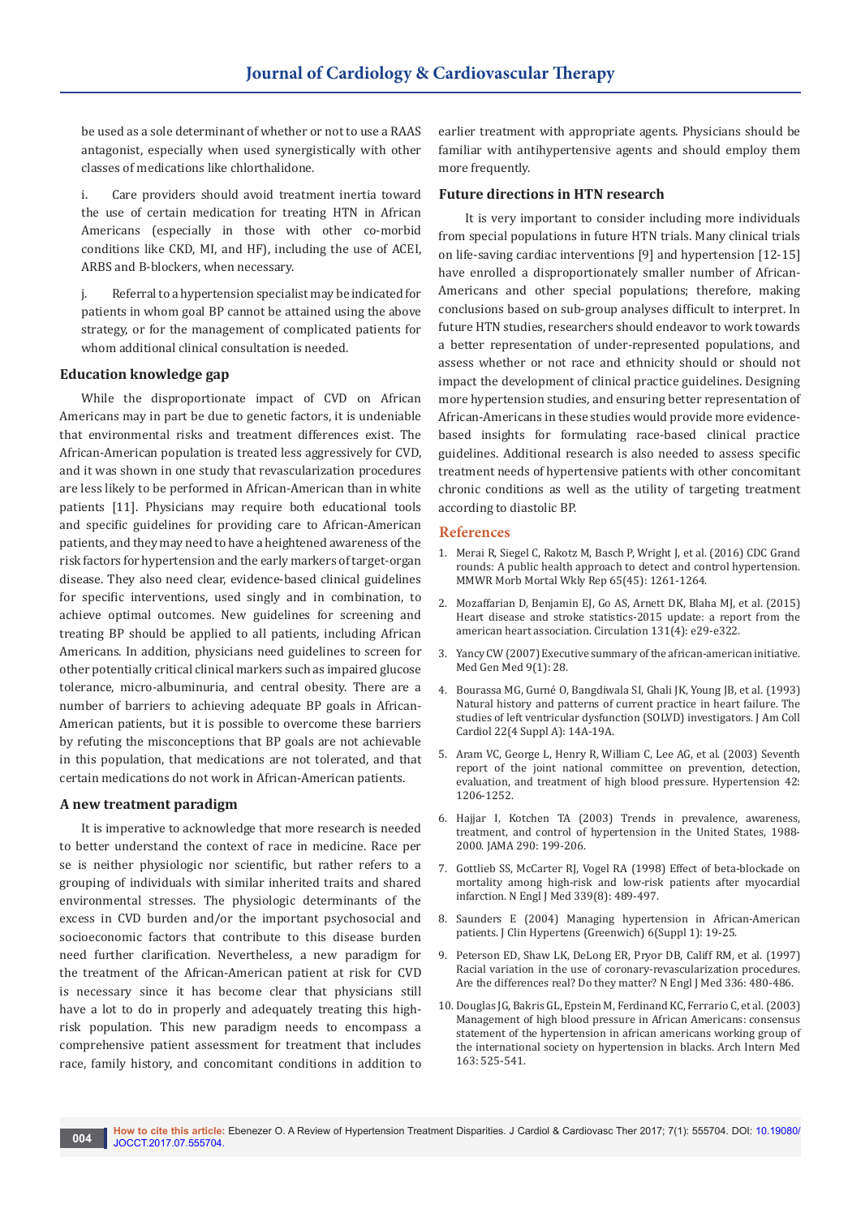be used as a sole determinant of whether or not to use a RAAS antagonist, especially when used synergistically with other classes of medications like chlorthalidone.

i. Care providers should avoid treatment inertia toward the use of certain medication for treating HTN in African Americans (especially in those with other co-morbid conditions like CKD, MI, and HF), including the use of ACEI, ARBS and B-blockers, when necessary.

j. Referral to a hypertension specialist may be indicated for patients in whom goal BP cannot be attained using the above strategy, or for the management of complicated patients for whom additional clinical consultation is needed.

## Education knowledge gap

While the disproportionate impact of CVD on African Americans may in part be due to genetic factors, it is undeniable that environmental risks and treatment differences exist. The African-American population is treated less aggressively for CVD, and it was shown in one study that revascularization procedures are less likely to be performed in African-American than in white patients [11]. Physicians may require both educational tools and specific guidelines for providing care to African-American patients, and they may need to have a heightened awareness of the risk factors for hypertension and the early markers of target-organ disease. They also need clear, evidence-based clinical guidelines for specific interventions, used singly and in combination, to achieve optimal outcomes. New guidelines for screening and treating BP should be applied to all patients, including African Americans. In addition, physicians need guidelines to screen for other potentially critical clinical markers such as impaired glucose tolerance, micro-albuminuria, and central obesity. There are a number of barriers to achieving adequate BP goals in African-American patients, but it is possible to overcome these barriers by refuting the misconceptions that BP goals are not achievable in this population, that medications are not tolerated, and that certain medications do not work in African-American patients.

## A new treatment paradigm

It is imperative to acknowledge that more research is needed to better understand the context of race in medicine. Race per se is neither physiologic nor scientific, but rather refers to a grouping of individuals with similar inherited traits and shared environmental stresses. The physiologic determinants of the excess in CVD burden and/or the important psychosocial and socioeconomic factors that contribute to this disease burden need further clarification. Nevertheless, a new paradigm for the treatment of the African-American patient at risk for CVD is necessary since it has become clear that physicians still have a lot to do in properly and adequately treating this high-risk population. This new paradigm needs to encompass a comprehensive patient assessment for treatment that includes race, family history, and concomitant conditions in addition to earlier treatment with appropriate agents. Physicians should be familiar with antihypertensive agents and should employ them more frequently.

## Future directions in HTN research

It is very important to consider including more individuals from special populations in future HTN trials. Many clinical trials on life-saving cardiac interventions [9] and hypertension [12-15] have enrolled a disproportionately smaller number of African-Americans and other special populations; therefore, making conclusions based on sub-group analyses difficult to interpret. In future HTN studies, researchers should endeavor to work towards a better representation of under-represented populations, and assess whether or not race and ethnicity should or should not impact the development of clinical practice guidelines. Designing more hypertension studies, and ensuring better representation of African-Americans in these studies would provide more evidence-based insights for formulating race-based clinical practice guidelines. Additional research is also needed to assess specific treatment needs of hypertensive patients with other concomitant chronic conditions as well as the utility of targeting treatment according to diastolic BP.

## References

1. Merai R, Siegel C, Rakotz M, Basch P, Wright J, et al. (2016) CDC Grand rounds: A public health approach to detect and control hypertension. MMWR Morb Mortal Wkly Rep 65(45): 1261-1264.
2. Mozaffarian D, Benjamin EJ, Go AS, Arnett DK, Blaha MJ, et al. (2015) Heart disease and stroke statistics-2015 update: a report from the american heart association. Circulation 131(4): e29-e322.
3. Yancy CW (2007) Executive summary of the african-american initiative. Med Gen Med 9(1): 28.
4. Bourassa MG, Gurné O, Bangdiwala SI, Ghali JK, Young JB, et al. (1993) Natural history and patterns of current practice in heart failure. The studies of left ventricular dysfunction (SOLVD) investigators. J Am Coll Cardiol 22(4 Suppl A): 14A-19A.
5. Aram VC, George L, Henry R, William C, Lee AG, et al. (2003) Seventh report of the joint national committee on prevention, detection, evaluation, and treatment of high blood pressure. Hypertension 42: 1206-1252.
6. Hajjar I, Kotchen TA (2003) Trends in prevalence, awareness, treatment, and control of hypertension in the United States, 1988-2000. JAMA 290: 199-206.
7. Gottlieb SS, McCarter RJ, Vogel RA (1998) Effect of beta-blockade on mortality among high-risk and low-risk patients after myocardial infarction. N Engl J Med 339(8): 489-497.
8. Saunders E (2004) Managing hypertension in African-American patients. J Clin Hypertens (Greenwich) 6(Suppl 1): 19-25.
9. Peterson ED, Shaw LK, DeLong ER, Pryor DB, Califf RM, et al. (1997) Racial variation in the use of coronary-revascularization procedures. Are the differences real? Do they matter? N Engl J Med 336: 480-486.
10. Douglas JG, Bakris GL, Epstein M, Ferdinand KC, Ferrario C, et al. (2003) Management of high blood pressure in African Americans: consensus statement of the hypertension in african americans working group of the international society on hypertension in blacks. Arch Intern Med 163: 525-541.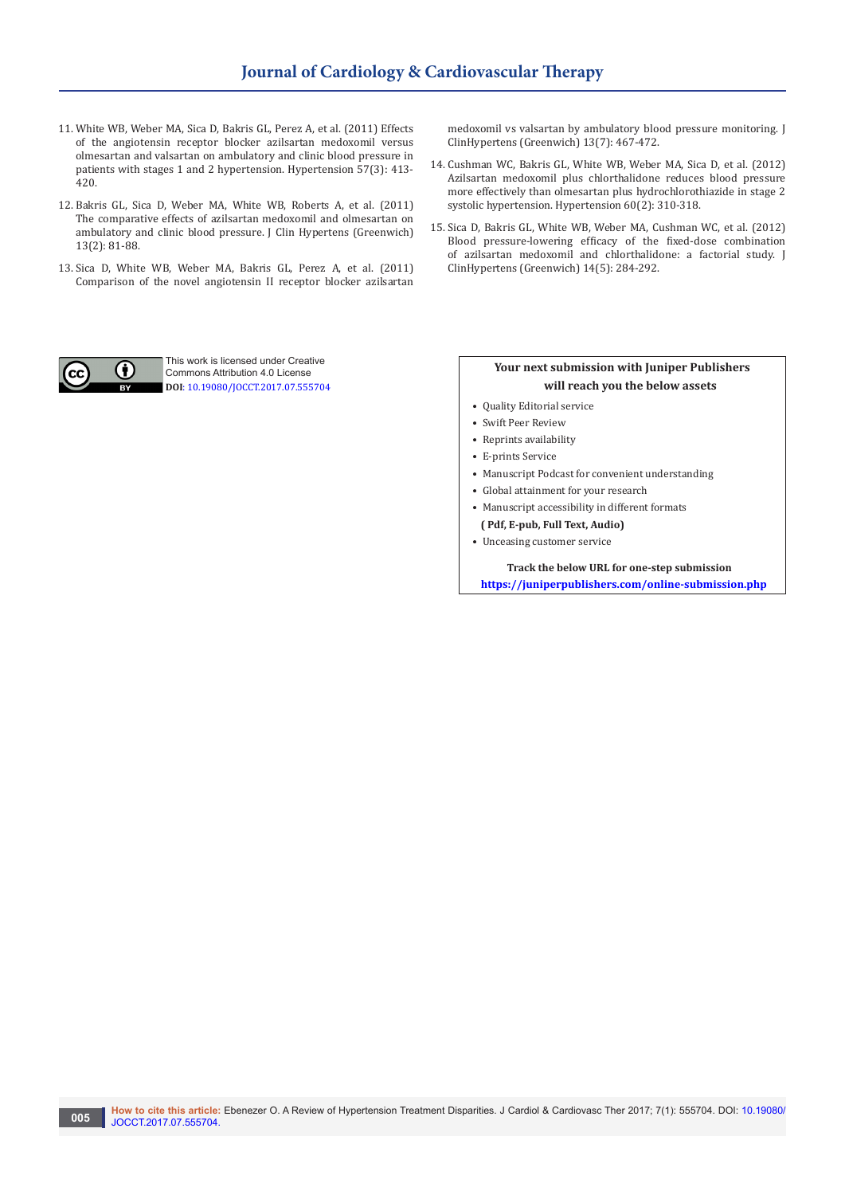11. White WB, Weber MA, Sica D, Bakris GL, Perez A, et al. (2011) Effects of the angiotensin receptor blocker azilsartan medoxomil versus olmesartan and valsartan on ambulatory and clinic blood pressure in patients with stages 1 and 2 hypertension. Hypertension 57(3): 413-420.

12. Bakris GL, Sica D, Weber MA, White WB, Roberts A, et al. (2011) The comparative effects of azilsartan medoxomil and olmesartan on ambulatory and clinic blood pressure. J Clin Hypertens (Greenwich) 13(2): 81-88.

13. Sica D, White WB, Weber MA, Bakris GL, Perez A, et al. (2011) Comparison of the novel angiotensin II receptor blocker azilsartan medoxomil vs valsartan by ambulatory blood pressure monitoring. J ClinHypertens (Greenwich) 13(7): 467-472.

14. Cushman WC, Bakris GL, White WB, Weber MA, Sica D, et al. (2012) Azilsartan medoxomil plus chlorthalidone reduces blood pressure more effectively than olmesartan plus hydrochlorothiazide in stage 2 systolic hypertension. Hypertension 60(2): 310-318.

15. Sica D, Bakris GL, White WB, Weber MA, Cushman WC, et al. (2012) Blood pressure-lowering efficacy of the fixed-dose combination of azilsartan medoxomil and chlorthalidone: a factorial study. J ClinHypertens (Greenwich) 14(5): 284-292.

This work is licensed under Creative Commons Attribution 4.0 License
**DOI**: 10.19080/JOCCT.2017.07.555704

**Your next submission with Juniper Publishers will reach you the below assets**

- Quality Editorial service
- Swift Peer Review
- Reprints availability
- E-prints Service
- Manuscript Podcast for convenient understanding
- Global attainment for your research
- Manuscript accessibility in different formats

  **( Pdf, E-pub, Full Text, Audio)**
- Unceasing customer service

**Track the below URL for one-step submission**
**https://juniperpublishers.com/online-submission.php**

**How to cite this article:** Ebenezer O. A Review of Hypertension Treatment Disparities. J Cardiol & Cardiovasc Ther 2017; 7(1): 555704. DOI: 10.19080/JOCCT.2017.07.555704.